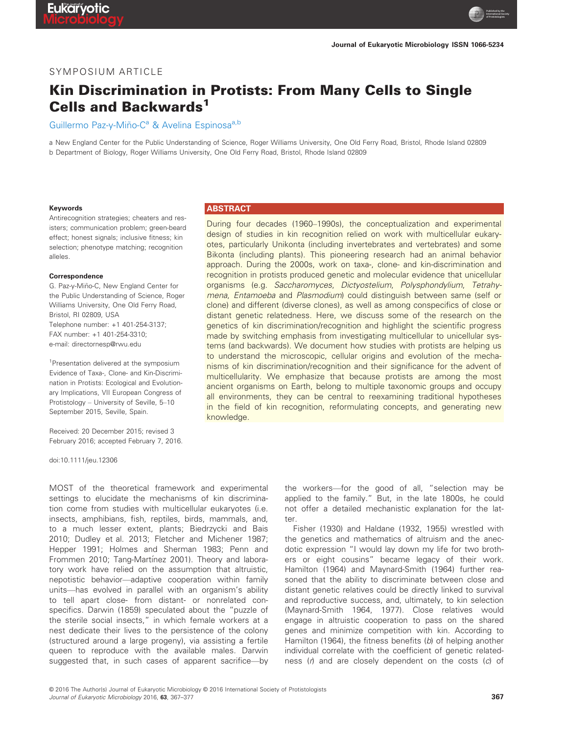SYMPOSIUM ARTICLE

# Kin Discrimination in Protists: From Many Cells to Single Cells and Backwards[1]

Guillermo Paz-y-Miño-C[a] & Avelina Espinosa[a,b]

a New England Center for the Public Understanding of Science, Roger Williams University, One Old Ferry Road, Bristol, Rhode Island 02809
b Department of Biology, Roger Williams University, One Old Ferry Road, Bristol, Rhode Island 02809

**Keywords**

Antirecognition strategies; cheaters and resisters; communication problem; green-beard effect; honest signals; inclusive fitness; kin selection; phenotype matching; recognition alleles.

**Correspondence**

G. Paz-y-Miño-C, New England Center for the Public Understanding of Science, Roger Williams University, One Old Ferry Road, Bristol, RI 02809, USA
Telephone number: +1 401-254-3137;
FAX number: +1 401-254-3310;
e-mail: directornesp@rwu.edu

[1]Presentation delivered at the symposium Evidence of Taxa-, Clone- and Kin-Discrimination in Protists: Ecological and Evolutionary Implications, VII European Congress of Protistology – University of Seville, 5–10 September 2015, Seville, Spain.

Received: 20 December 2015; revised 3 February 2016; accepted February 7, 2016.

doi:10.1111/jeu.12306

## ABSTRACT

During four decades (1960–1990s), the conceptualization and experimental design of studies in kin recognition relied on work with multicellular eukaryotes, particularly Unikonta (including invertebrates and vertebrates) and some Bikonta (including plants). This pioneering research had an animal behavior approach. During the 2000s, work on taxa-, clone- and kin-discrimination and recognition in protists produced genetic and molecular evidence that unicellular organisms (e.g. *Saccharomyces*, *Dictyostelium*, *Polysphondylium*, *Tetrahymena*, *Entamoeba* and *Plasmodium*) could distinguish between same (self or clone) and different (diverse clones), as well as among conspecifics of close or distant genetic relatedness. Here, we discuss some of the research on the genetics of kin discrimination/recognition and highlight the scientific progress made by switching emphasis from investigating multicellular to unicellular systems (and backwards). We document how studies with protists are helping us to understand the microscopic, cellular origins and evolution of the mechanisms of kin discrimination/recognition and their significance for the advent of multicellularity. We emphasize that because protists are among the most ancient organisms on Earth, belong to multiple taxonomic groups and occupy all environments, they can be central to reexamining traditional hypotheses in the field of kin recognition, reformulating concepts, and generating new knowledge.

MOST of the theoretical framework and experimental settings to elucidate the mechanisms of kin discrimination come from studies with multicellular eukaryotes (i.e. insects, amphibians, fish, reptiles, birds, mammals, and, to a much lesser extent, plants; Biedrzycki and Bais 2010; Dudley et al. 2013; Fletcher and Michener 1987; Hepper 1991; Holmes and Sherman 1983; Penn and Frommen 2010; Tang-Martínez 2001). Theory and laboratory work have relied on the assumption that altruistic, nepotistic behavior—adaptive cooperation within family units—has evolved in parallel with an organism's ability to tell apart close- from distant- or nonrelated conspecifics. Darwin (1859) speculated about the "puzzle of the sterile social insects," in which female workers at a nest dedicate their lives to the persistence of the colony (structured around a large progeny), via assisting a fertile queen to reproduce with the available males. Darwin suggested that, in such cases of apparent sacrifice—by the workers—for the good of all, "selection may be applied to the family." But, in the late 1800s, he could not offer a detailed mechanistic explanation for the latter.

Fisher (1930) and Haldane (1932, 1955) wrestled with the genetics and mathematics of altruism and the anecdotic expression "I would lay down my life for two brothers or eight cousins" became legacy of their work. Hamilton (1964) and Maynard-Smith (1964) further reasoned that the ability to discriminate between close and distant genetic relatives could be directly linked to survival and reproductive success, and, ultimately, to kin selection (Maynard-Smith 1964, 1977). Close relatives would engage in altruistic cooperation to pass on the shared genes and minimize competition with kin. According to Hamilton (1964), the fitness benefits (*b*) of helping another individual correlate with the coefficient of genetic relatedness (*r*) and are closely dependent on the costs (*c*) of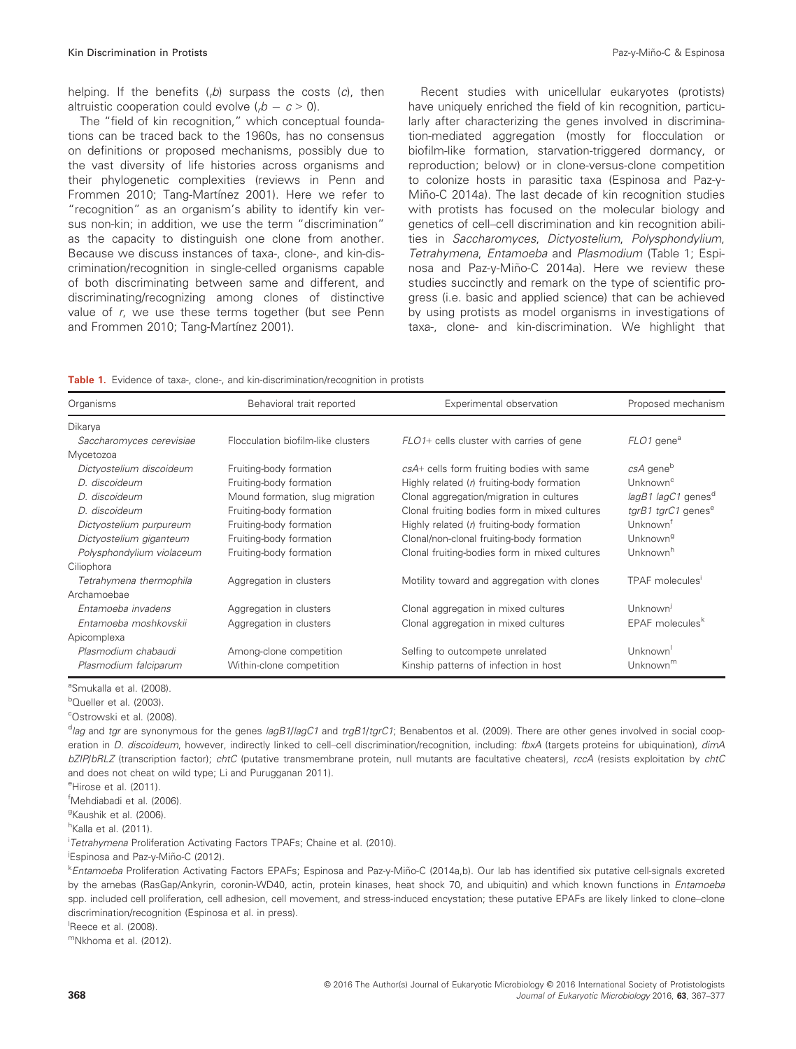helping. If the benefits ($_rb$) surpass the costs ($c$), then altruistic cooperation could evolve ($_rb - c > 0$).

The "field of kin recognition," which conceptual foundations can be traced back to the 1960s, has no consensus on definitions or proposed mechanisms, possibly due to the vast diversity of life histories across organisms and their phylogenetic complexities (reviews in Penn and Frommen 2010; Tang-Martínez 2001). Here we refer to "recognition" as an organism's ability to identify kin versus non-kin; in addition, we use the term "discrimination" as the capacity to distinguish one clone from another. Because we discuss instances of taxa-, clone-, and kin-discrimination/recognition in single-celled organisms capable of both discriminating between same and different, and discriminating/recognizing among clones of distinctive value of $r$, we use these terms together (but see Penn and Frommen 2010; Tang-Martínez 2001).

Recent studies with unicellular eukaryotes (protists) have uniquely enriched the field of kin recognition, particularly after characterizing the genes involved in discrimination-mediated aggregation (mostly for flocculation or biofilm-like formation, starvation-triggered dormancy, or reproduction; below) or in clone-versus-clone competition to colonize hosts in parasitic taxa (Espinosa and Paz-y-Miño-C 2014a). The last decade of kin recognition studies with protists has focused on the molecular biology and genetics of cell–cell discrimination and kin recognition abilities in *Saccharomyces*, *Dictyostelium*, *Polysphondylium*, *Tetrahymena*, *Entamoeba* and *Plasmodium* (Table 1; Espinosa and Paz-y-Miño-C 2014a). Here we review these studies succinctly and remark on the type of scientific progress (i.e. basic and applied science) that can be achieved by using protists as model organisms in investigations of taxa-, clone- and kin-discrimination. We highlight that

**Table 1.** Evidence of taxa-, clone-, and kin-discrimination/recognition in protists

| Organisms | Behavioral trait reported | Experimental observation | Proposed mechanism |
|---|---|---|---|
| Dikarya | | | |
| *Saccharomyces cerevisiae* | Flocculation biofilm-like clusters | *FLO1*+ cells cluster with carries of gene | *FLO1* gene[a] |
| Mycetozoa | | | |
| *Dictyostelium discoideum* | Fruiting-body formation | *csA*+ cells form fruiting bodies with same | *csA* gene[b] |
| *D. discoideum* | Fruiting-body formation | Highly related ($r$) fruiting-body formation | Unknown[c] |
| *D. discoideum* | Mound formation, slug migration | Clonal aggregation/migration in cultures | *lagB1 lagC1* genes[d] |
| *D. discoideum* | Fruiting-body formation | Clonal fruiting bodies form in mixed cultures | *tgrB1 tgrC1* genes[e] |
| *Dictyostelium purpureum* | Fruiting-body formation | Highly related ($r$) fruiting-body formation | Unknown[f] |
| *Dictyostelium giganteum* | Fruiting-body formation | Clonal/non-clonal fruiting-body formation | Unknown[g] |
| *Polysphondylium violaceum* | Fruiting-body formation | Clonal fruiting-bodies form in mixed cultures | Unknown[h] |
| Ciliophora | | | |
| *Tetrahymena thermophila* | Aggregation in clusters | Motility toward and aggregation with clones | TPAF molecules[i] |
| Archamoebae | | | |
| *Entamoeba invadens* | Aggregation in clusters | Clonal aggregation in mixed cultures | Unknown[j] |
| *Entamoeba moshkovskii* | Aggregation in clusters | Clonal aggregation in mixed cultures | EPAF molecules[k] |
| Apicomplexa | | | |
| *Plasmodium chabaudi* | Among-clone competition | Selfing to outcompete unrelated | Unknown[l] |
| *Plasmodium falciparum* | Within-clone competition | Kinship patterns of infection in host | Unknown[m] |

[a] Smukalla et al. (2008).

[b] Queller et al. (2003).

[c] Ostrowski et al. (2008).

[d] *lag* and *tgr* are synonymous for the genes *lagB1*/*lagC1* and *trgB1*/*tgrC1*; Benabentos et al. (2009). There are other genes involved in social cooperation in *D. discoideum*, however, indirectly linked to cell–cell discrimination/recognition, including: *fbxA* (targets proteins for ubiquination), *dimA bZIP*/*bRLZ* (transcription factor); *chtC* (putative transmembrane protein, null mutants are facultative cheaters), *rccA* (resists exploitation by *chtC* and does not cheat on wild type; Li and Purugganan 2011).

[e] Hirose et al. (2011).

[f] Mehdiabadi et al. (2006).

[g] Kaushik et al. (2006).

[h] Kalla et al. (2011).

[i] *Tetrahymena* Proliferation Activating Factors TPAFs; Chaine et al. (2010).

[j] Espinosa and Paz-y-Miño-C (2012).

[k] *Entamoeba* Proliferation Activating Factors EPAFs; Espinosa and Paz-y-Miño-C (2014a,b). Our lab has identified six putative cell-signals excreted by the amebas (RasGap/Ankyrin, coronin-WD40, actin, protein kinases, heat shock 70, and ubiquitin) and which known functions in *Entamoeba* spp. included cell proliferation, cell adhesion, cell movement, and stress-induced encystation; these putative EPAFs are likely linked to clone–clone discrimination/recognition (Espinosa et al. in press).

[l] Reece et al. (2008).

[m] Nkhoma et al. (2012).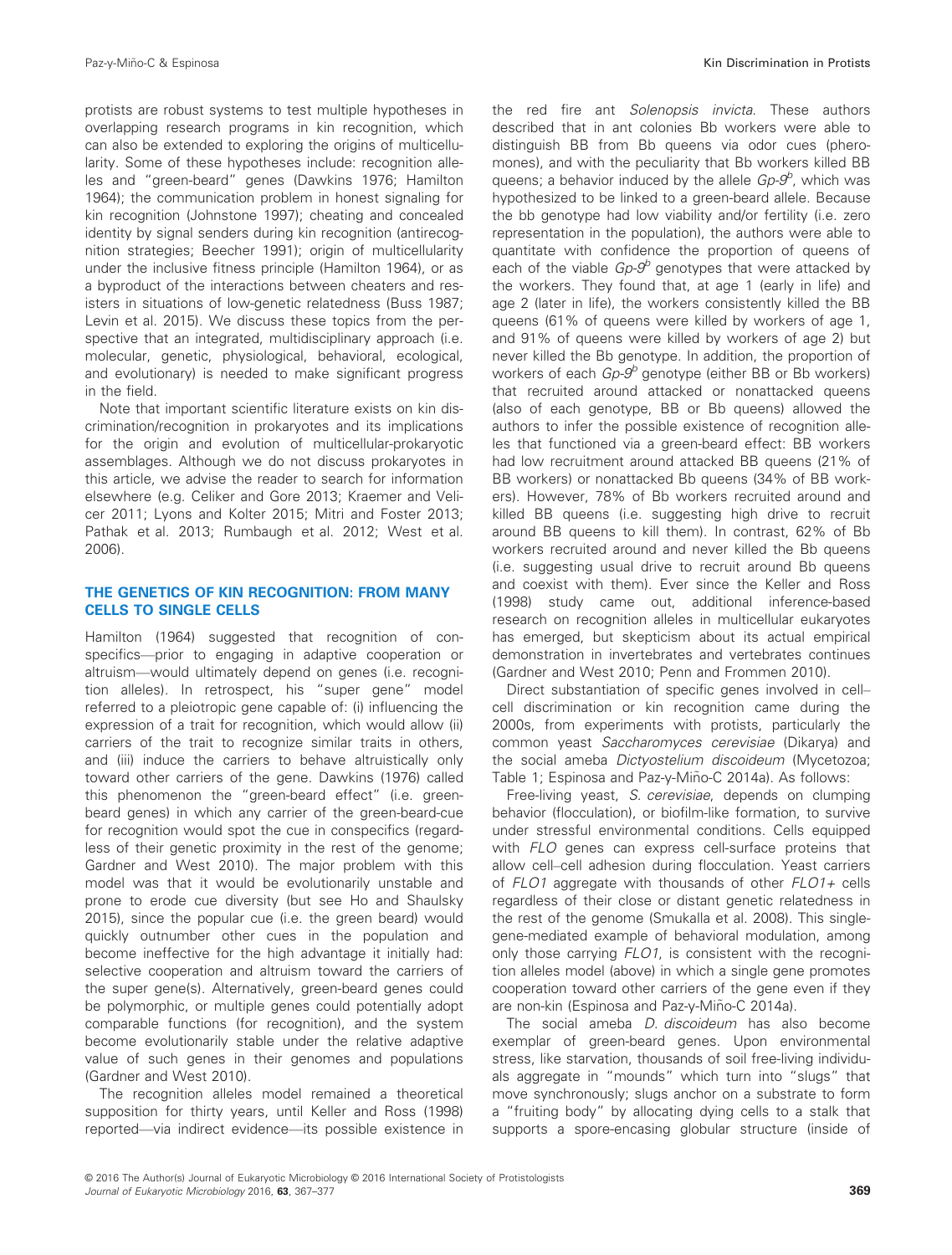protists are robust systems to test multiple hypotheses in overlapping research programs in kin recognition, which can also be extended to exploring the origins of multicellularity. Some of these hypotheses include: recognition alleles and "green-beard" genes (Dawkins 1976; Hamilton 1964); the communication problem in honest signaling for kin recognition (Johnstone 1997); cheating and concealed identity by signal senders during kin recognition (antirecognition strategies; Beecher 1991); origin of multicellularity under the inclusive fitness principle (Hamilton 1964), or as a byproduct of the interactions between cheaters and resisters in situations of low-genetic relatedness (Buss 1987; Levin et al. 2015). We discuss these topics from the perspective that an integrated, multidisciplinary approach (i.e. molecular, genetic, physiological, behavioral, ecological, and evolutionary) is needed to make significant progress in the field.

Note that important scientific literature exists on kin discrimination/recognition in prokaryotes and its implications for the origin and evolution of multicellular-prokaryotic assemblages. Although we do not discuss prokaryotes in this article, we advise the reader to search for information elsewhere (e.g. Celiker and Gore 2013; Kraemer and Velicer 2011; Lyons and Kolter 2015; Mitri and Foster 2013; Pathak et al. 2013; Rumbaugh et al. 2012; West et al. 2006).

## THE GENETICS OF KIN RECOGNITION: FROM MANY CELLS TO SINGLE CELLS

Hamilton (1964) suggested that recognition of conspecifics—prior to engaging in adaptive cooperation or altruism—would ultimately depend on genes (i.e. recognition alleles). In retrospect, his "super gene" model referred to a pleiotropic gene capable of: (i) influencing the expression of a trait for recognition, which would allow (ii) carriers of the trait to recognize similar traits in others, and (iii) induce the carriers to behave altruistically only toward other carriers of the gene. Dawkins (1976) called this phenomenon the "green-beard effect" (i.e. green-beard genes) in which any carrier of the green-beard-cue for recognition would spot the cue in conspecifics (regardless of their genetic proximity in the rest of the genome; Gardner and West 2010). The major problem with this model was that it would be evolutionarily unstable and prone to erode cue diversity (but see Ho and Shaulsky 2015), since the popular cue (i.e. the green beard) would quickly outnumber other cues in the population and become ineffective for the high advantage it initially had: selective cooperation and altruism toward the carriers of the super gene(s). Alternatively, green-beard genes could be polymorphic, or multiple genes could potentially adopt comparable functions (for recognition), and the system become evolutionarily stable under the relative adaptive value of such genes in their genomes and populations (Gardner and West 2010).

The recognition alleles model remained a theoretical supposition for thirty years, until Keller and Ross (1998) reported—via indirect evidence—its possible existence in the red fire ant *Solenopsis invicta*. These authors described that in ant colonies Bb workers were able to distinguish BB from Bb queens via odor cues (pheromones), and with the peculiarity that Bb workers killed BB queens; a behavior induced by the allele $Gp\text{-}9^b$, which was hypothesized to be linked to a green-beard allele. Because the bb genotype had low viability and/or fertility (i.e. zero representation in the population), the authors were able to quantitate with confidence the proportion of queens of each of the viable $Gp\text{-}9^b$ genotypes that were attacked by the workers. They found that, at age 1 (early in life) and age 2 (later in life), the workers consistently killed the BB queens (61% of queens were killed by workers of age 1, and 91% of queens were killed by workers of age 2) but never killed the Bb genotype. In addition, the proportion of workers of each $Gp\text{-}9^b$ genotype (either BB or Bb workers) that recruited around attacked or nonattacked queens (also of each genotype, BB or Bb queens) allowed the authors to infer the possible existence of recognition alleles that functioned via a green-beard effect: BB workers had low recruitment around attacked BB queens (21% of BB workers) or nonattacked Bb queens (34% of BB workers). However, 78% of Bb workers recruited around and killed BB queens (i.e. suggesting high drive to recruit around BB queens to kill them). In contrast, 62% of Bb workers recruited around and never killed the Bb queens (i.e. suggesting usual drive to recruit around Bb queens and coexist with them). Ever since the Keller and Ross (1998) study came out, additional inference-based research on recognition alleles in multicellular eukaryotes has emerged, but skepticism about its actual empirical demonstration in invertebrates and vertebrates continues (Gardner and West 2010; Penn and Frommen 2010).

Direct substantiation of specific genes involved in cell–cell discrimination or kin recognition came during the 2000s, from experiments with protists, particularly the common yeast *Saccharomyces cerevisiae* (Dikarya) and the social ameba *Dictyostelium discoideum* (Mycetozoa; Table 1; Espinosa and Paz-y-Miño-C 2014a). As follows:

Free-living yeast, *S. cerevisiae*, depends on clumping behavior (flocculation), or biofilm-like formation, to survive under stressful environmental conditions. Cells equipped with *FLO* genes can express cell-surface proteins that allow cell–cell adhesion during flocculation. Yeast carriers of *FLO1* aggregate with thousands of other *FLO1+* cells regardless of their close or distant genetic relatedness in the rest of the genome (Smukalla et al. 2008). This single-gene-mediated example of behavioral modulation, among only those carrying *FLO1*, is consistent with the recognition alleles model (above) in which a single gene promotes cooperation toward other carriers of the gene even if they are non-kin (Espinosa and Paz-y-Miño-C 2014a).

The social ameba *D. discoideum* has also become exemplar of green-beard genes. Upon environmental stress, like starvation, thousands of soil free-living individuals aggregate in "mounds" which turn into "slugs" that move synchronously; slugs anchor on a substrate to form a "fruiting body" by allocating dying cells to a stalk that supports a spore-encasing globular structure (inside of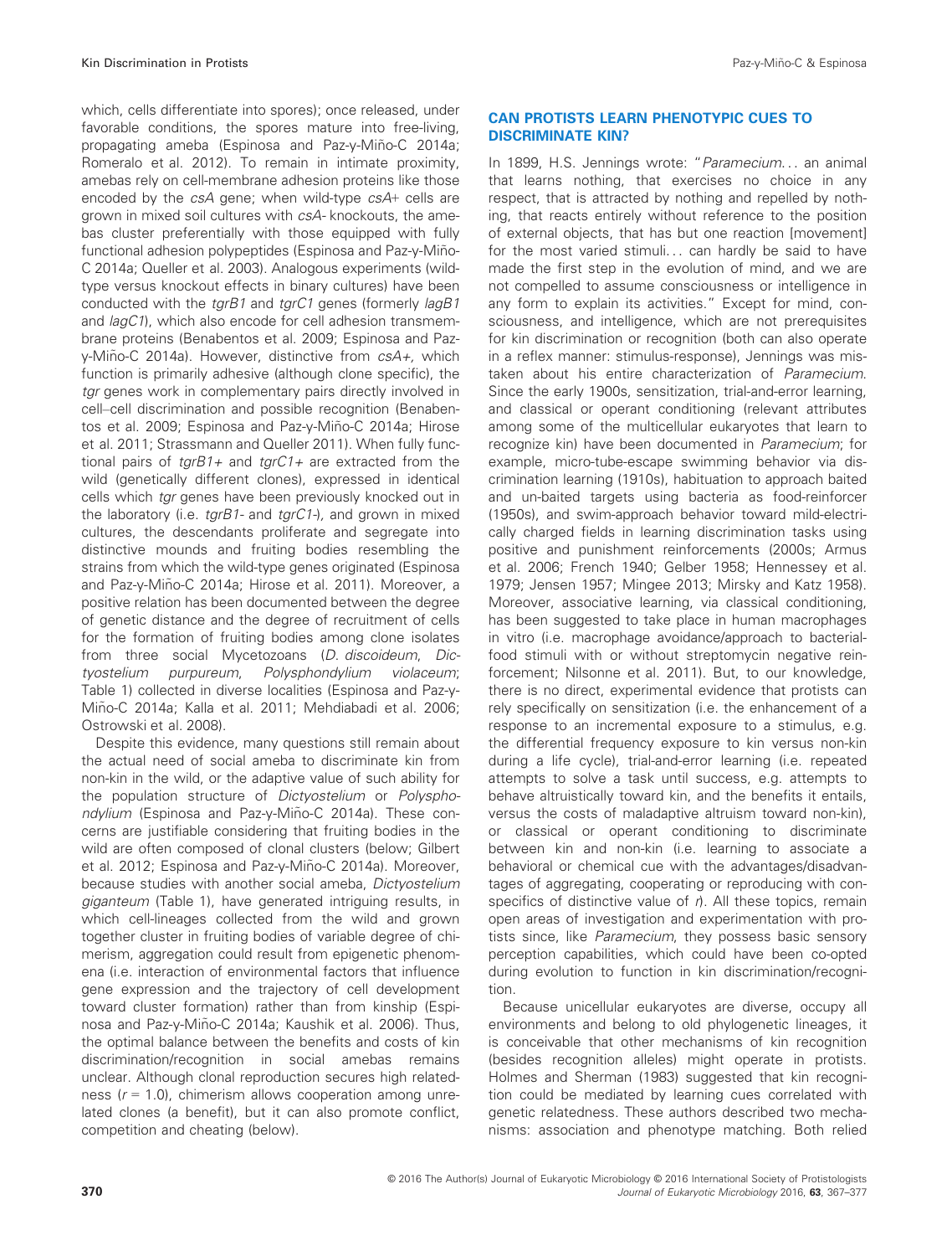which, cells differentiate into spores); once released, under favorable conditions, the spores mature into free-living, propagating ameba (Espinosa and Paz-y-Miño-C 2014a; Romeralo et al. 2012). To remain in intimate proximity, amebas rely on cell-membrane adhesion proteins like those encoded by the *csA* gene; when wild-type *csA*+ cells are grown in mixed soil cultures with *csA*- knockouts, the amebas cluster preferentially with those equipped with fully functional adhesion polypeptides (Espinosa and Paz-y-Miño-C 2014a; Queller et al. 2003). Analogous experiments (wild-type versus knockout effects in binary cultures) have been conducted with the *tgrB1* and *tgrC1* genes (formerly *lagB1* and *lagC1*), which also encode for cell adhesion transmembrane proteins (Benabentos et al. 2009; Espinosa and Paz-y-Miño-C 2014a). However, distinctive from *csA+,* which function is primarily adhesive (although clone specific), the *tgr* genes work in complementary pairs directly involved in cell–cell discrimination and possible recognition (Benabentos et al. 2009; Espinosa and Paz-y-Miño-C 2014a; Hirose et al. 2011; Strassmann and Queller 2011). When fully functional pairs of *tgrB1+* and *tgrC1+* are extracted from the wild (genetically different clones), expressed in identical cells which *tgr* genes have been previously knocked out in the laboratory (i.e. *tgrB1-* and *tgrC1-*), and grown in mixed cultures, the descendants proliferate and segregate into distinctive mounds and fruiting bodies resembling the strains from which the wild-type genes originated (Espinosa and Paz-y-Miño-C 2014a; Hirose et al. 2011). Moreover, a positive relation has been documented between the degree of genetic distance and the degree of recruitment of cells for the formation of fruiting bodies among clone isolates from three social Mycetozoans (*D. discoideum*, *Dictyostelium purpureum*, *Polysphondylium violaceum*; Table 1) collected in diverse localities (Espinosa and Paz-y-Miño-C 2014a; Kalla et al. 2011; Mehdiabadi et al. 2006; Ostrowski et al. 2008).

Despite this evidence, many questions still remain about the actual need of social ameba to discriminate kin from non-kin in the wild, or the adaptive value of such ability for the population structure of *Dictyostelium* or *Polysphondylium* (Espinosa and Paz-y-Miño-C 2014a). These concerns are justifiable considering that fruiting bodies in the wild are often composed of clonal clusters (below; Gilbert et al. 2012; Espinosa and Paz-y-Miño-C 2014a). Moreover, because studies with another social ameba, *Dictyostelium giganteum* (Table 1), have generated intriguing results, in which cell-lineages collected from the wild and grown together cluster in fruiting bodies of variable degree of chimerism, aggregation could result from epigenetic phenomena (i.e. interaction of environmental factors that influence gene expression and the trajectory of cell development toward cluster formation) rather than from kinship (Espinosa and Paz-y-Miño-C 2014a; Kaushik et al. 2006). Thus, the optimal balance between the benefits and costs of kin discrimination/recognition in social amebas remains unclear. Although clonal reproduction secures high relatedness ($r = 1.0$), chimerism allows cooperation among unrelated clones (a benefit), but it can also promote conflict, competition and cheating (below).

## CAN PROTISTS LEARN PHENOTYPIC CUES TO DISCRIMINATE KIN?

In 1899, H.S. Jennings wrote: "*Paramecium*... an animal that learns nothing, that exercises no choice in any respect, that is attracted by nothing and repelled by nothing, that reacts entirely without reference to the position of external objects, that has but one reaction [movement] for the most varied stimuli... can hardly be said to have made the first step in the evolution of mind, and we are not compelled to assume consciousness or intelligence in any form to explain its activities." Except for mind, consciousness, and intelligence, which are not prerequisites for kin discrimination or recognition (both can also operate in a reflex manner: stimulus-response), Jennings was mistaken about his entire characterization of *Paramecium*. Since the early 1900s, sensitization, trial-and-error learning, and classical or operant conditioning (relevant attributes among some of the multicellular eukaryotes that learn to recognize kin) have been documented in *Paramecium*; for example, micro-tube-escape swimming behavior via discrimination learning (1910s), habituation to approach baited and un-baited targets using bacteria as food-reinforcer (1950s), and swim-approach behavior toward mild-electrically charged fields in learning discrimination tasks using positive and punishment reinforcements (2000s; Armus et al. 2006; French 1940; Gelber 1958; Hennessey et al. 1979; Jensen 1957; Mingee 2013; Mirsky and Katz 1958). Moreover, associative learning, via classical conditioning, has been suggested to take place in human macrophages in vitro (i.e. macrophage avoidance/approach to bacterial-food stimuli with or without streptomycin negative reinforcement; Nilsonne et al. 2011). But, to our knowledge, there is no direct, experimental evidence that protists can rely specifically on sensitization (i.e. the enhancement of a response to an incremental exposure to a stimulus, e.g. the differential frequency exposure to kin versus non-kin during a life cycle), trial-and-error learning (i.e. repeated attempts to solve a task until success, e.g. attempts to behave altruistically toward kin, and the benefits it entails, versus the costs of maladaptive altruism toward non-kin), or classical or operant conditioning to discriminate between kin and non-kin (i.e. learning to associate a behavioral or chemical cue with the advantages/disadvantages of aggregating, cooperating or reproducing with conspecifics of distinctive value of *r*). All these topics, remain open areas of investigation and experimentation with protists since, like *Paramecium*, they possess basic sensory perception capabilities, which could have been co-opted during evolution to function in kin discrimination/recognition.

Because unicellular eukaryotes are diverse, occupy all environments and belong to old phylogenetic lineages, it is conceivable that other mechanisms of kin recognition (besides recognition alleles) might operate in protists. Holmes and Sherman (1983) suggested that kin recognition could be mediated by learning cues correlated with genetic relatedness. These authors described two mechanisms: association and phenotype matching. Both relied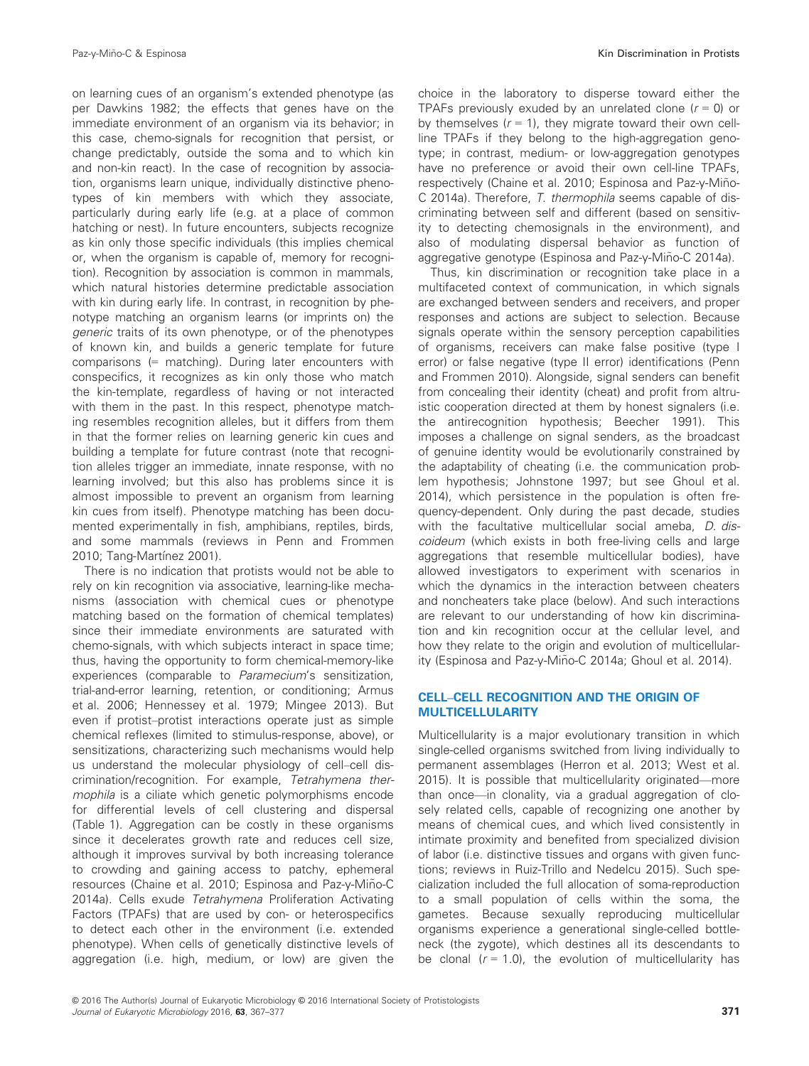on learning cues of an organism's extended phenotype (as per Dawkins 1982; the effects that genes have on the immediate environment of an organism via its behavior; in this case, chemo-signals for recognition that persist, or change predictably, outside the soma and to which kin and non-kin react). In the case of recognition by association, organisms learn unique, individually distinctive phenotypes of kin members with which they associate, particularly during early life (e.g. at a place of common hatching or nest). In future encounters, subjects recognize as kin only those specific individuals (this implies chemical or, when the organism is capable of, memory for recognition). Recognition by association is common in mammals, which natural histories determine predictable association with kin during early life. In contrast, in recognition by phenotype matching an organism learns (or imprints on) the *generic* traits of its own phenotype, or of the phenotypes of known kin, and builds a generic template for future comparisons (= matching). During later encounters with conspecifics, it recognizes as kin only those who match the kin-template, regardless of having or not interacted with them in the past. In this respect, phenotype matching resembles recognition alleles, but it differs from them in that the former relies on learning generic kin cues and building a template for future contrast (note that recognition alleles trigger an immediate, innate response, with no learning involved; but this also has problems since it is almost impossible to prevent an organism from learning kin cues from itself). Phenotype matching has been documented experimentally in fish, amphibians, reptiles, birds, and some mammals (reviews in Penn and Frommen 2010; Tang-Martínez 2001).

There is no indication that protists would not be able to rely on kin recognition via associative, learning-like mechanisms (association with chemical cues or phenotype matching based on the formation of chemical templates) since their immediate environments are saturated with chemo-signals, with which subjects interact in space time; thus, having the opportunity to form chemical-memory-like experiences (comparable to *Paramecium*'s sensitization, trial-and-error learning, retention, or conditioning; Armus et al. 2006; Hennessey et al. 1979; Mingee 2013). But even if protist–protist interactions operate just as simple chemical reflexes (limited to stimulus-response, above), or sensitizations, characterizing such mechanisms would help us understand the molecular physiology of cell–cell discrimination/recognition. For example, *Tetrahymena thermophila* is a ciliate which genetic polymorphisms encode for differential levels of cell clustering and dispersal (Table 1). Aggregation can be costly in these organisms since it decelerates growth rate and reduces cell size, although it improves survival by both increasing tolerance to crowding and gaining access to patchy, ephemeral resources (Chaine et al. 2010; Espinosa and Paz-y-Miño-C 2014a). Cells exude *Tetrahymena* Proliferation Activating Factors (TPAFs) that are used by con- or heterospecifics to detect each other in the environment (i.e. extended phenotype). When cells of genetically distinctive levels of aggregation (i.e. high, medium, or low) are given the choice in the laboratory to disperse toward either the TPAFs previously exuded by an unrelated clone ($r = 0$) or by themselves ($r = 1$), they migrate toward their own cell-line TPAFs if they belong to the high-aggregation genotype; in contrast, medium- or low-aggregation genotypes have no preference or avoid their own cell-line TPAFs, respectively (Chaine et al. 2010; Espinosa and Paz-y-Miño-C 2014a). Therefore, *T. thermophila* seems capable of discriminating between self and different (based on sensitivity to detecting chemosignals in the environment), and also of modulating dispersal behavior as function of aggregative genotype (Espinosa and Paz-y-Miño-C 2014a).

Thus, kin discrimination or recognition take place in a multifaceted context of communication, in which signals are exchanged between senders and receivers, and proper responses and actions are subject to selection. Because signals operate within the sensory perception capabilities of organisms, receivers can make false positive (type I error) or false negative (type II error) identifications (Penn and Frommen 2010). Alongside, signal senders can benefit from concealing their identity (cheat) and profit from altruistic cooperation directed at them by honest signalers (i.e. the antirecognition hypothesis; Beecher 1991). This imposes a challenge on signal senders, as the broadcast of genuine identity would be evolutionarily constrained by the adaptability of cheating (i.e. the communication problem hypothesis; Johnstone 1997; but see Ghoul et al. 2014), which persistence in the population is often frequency-dependent. Only during the past decade, studies with the facultative multicellular social ameba, *D. discoideum* (which exists in both free-living cells and large aggregations that resemble multicellular bodies), have allowed investigators to experiment with scenarios in which the dynamics in the interaction between cheaters and noncheaters take place (below). And such interactions are relevant to our understanding of how kin discrimination and kin recognition occur at the cellular level, and how they relate to the origin and evolution of multicellularity (Espinosa and Paz-y-Miño-C 2014a; Ghoul et al. 2014).

## CELL–CELL RECOGNITION AND THE ORIGIN OF MULTICELLULARITY

Multicellularity is a major evolutionary transition in which single-celled organisms switched from living individually to permanent assemblages (Herron et al. 2013; West et al. 2015). It is possible that multicellularity originated—more than once—in clonality, via a gradual aggregation of closely related cells, capable of recognizing one another by means of chemical cues, and which lived consistently in intimate proximity and benefited from specialized division of labor (i.e. distinctive tissues and organs with given functions; reviews in Ruiz-Trillo and Nedelcu 2015). Such specialization included the full allocation of soma-reproduction to a small population of cells within the soma, the gametes. Because sexually reproducing multicellular organisms experience a generational single-celled bottleneck (the zygote), which destines all its descendants to be clonal ($r = 1.0$), the evolution of multicellularity has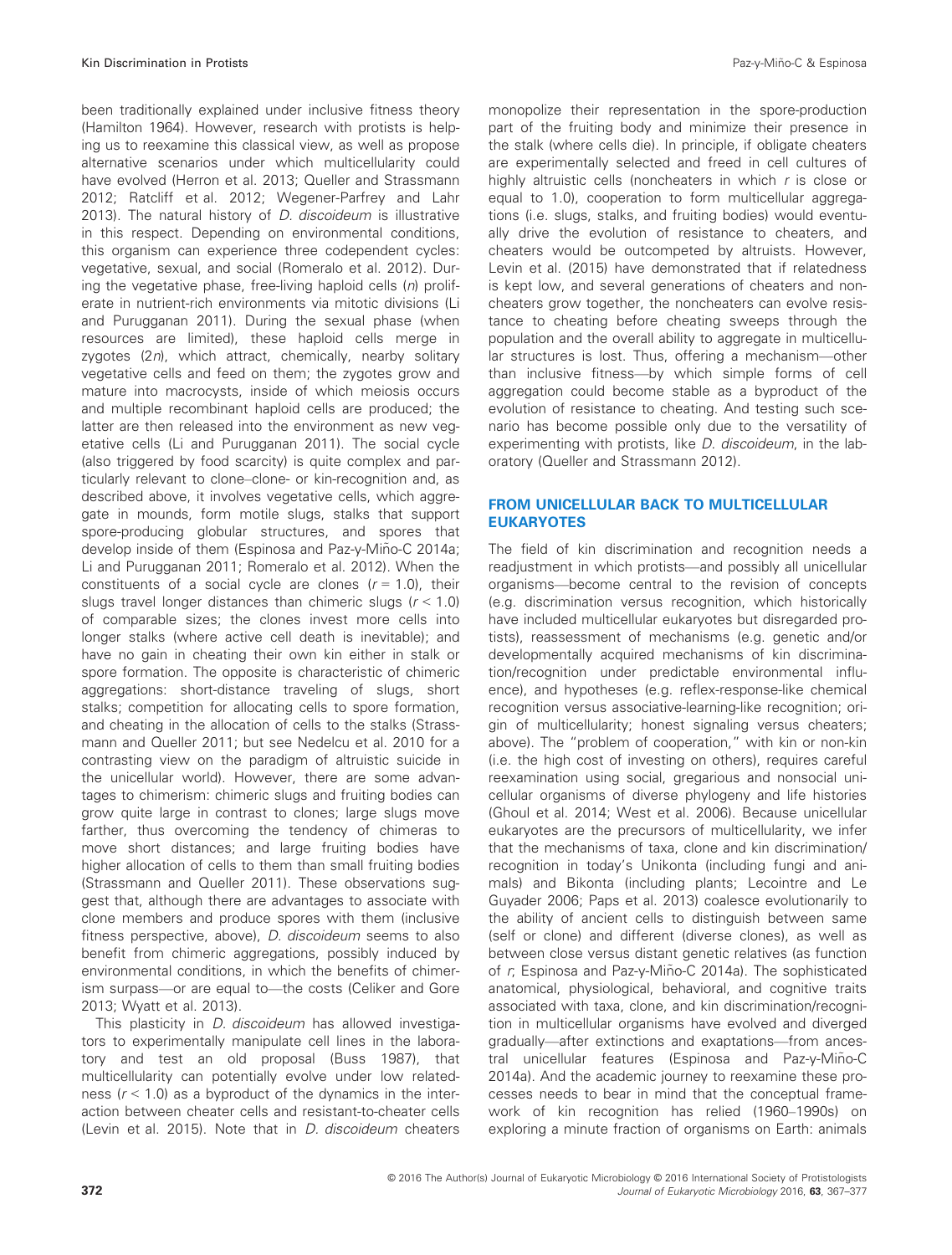been traditionally explained under inclusive fitness theory (Hamilton 1964). However, research with protists is helping us to reexamine this classical view, as well as propose alternative scenarios under which multicellularity could have evolved (Herron et al. 2013; Queller and Strassmann 2012; Ratcliff et al. 2012; Wegener-Parfrey and Lahr 2013). The natural history of *D. discoideum* is illustrative in this respect. Depending on environmental conditions, this organism can experience three codependent cycles: vegetative, sexual, and social (Romeralo et al. 2012). During the vegetative phase, free-living haploid cells ($n$) proliferate in nutrient-rich environments via mitotic divisions (Li and Purugganan 2011). During the sexual phase (when resources are limited), these haploid cells merge in zygotes ($2n$), which attract, chemically, nearby solitary vegetative cells and feed on them; the zygotes grow and mature into macrocysts, inside of which meiosis occurs and multiple recombinant haploid cells are produced; the latter are then released into the environment as new vegetative cells (Li and Purugganan 2011). The social cycle (also triggered by food scarcity) is quite complex and particularly relevant to clone–clone- or kin-recognition and, as described above, it involves vegetative cells, which aggregate in mounds, form motile slugs, stalks that support spore-producing globular structures, and spores that develop inside of them (Espinosa and Paz-y-Miño-C 2014a; Li and Purugganan 2011; Romeralo et al. 2012). When the constituents of a social cycle are clones ($r = 1.0$), their slugs travel longer distances than chimeric slugs ($r < 1.0$) of comparable sizes; the clones invest more cells into longer stalks (where active cell death is inevitable); and have no gain in cheating their own kin either in stalk or spore formation. The opposite is characteristic of chimeric aggregations: short-distance traveling of slugs, short stalks; competition for allocating cells to spore formation, and cheating in the allocation of cells to the stalks (Strassmann and Queller 2011; but see Nedelcu et al. 2010 for a contrasting view on the paradigm of altruistic suicide in the unicellular world). However, there are some advantages to chimerism: chimeric slugs and fruiting bodies can grow quite large in contrast to clones; large slugs move farther, thus overcoming the tendency of chimeras to move short distances; and large fruiting bodies have higher allocation of cells to them than small fruiting bodies (Strassmann and Queller 2011). These observations suggest that, although there are advantages to associate with clone members and produce spores with them (inclusive fitness perspective, above), *D. discoideum* seems to also benefit from chimeric aggregations, possibly induced by environmental conditions, in which the benefits of chimerism surpass—or are equal to—the costs (Celiker and Gore 2013; Wyatt et al. 2013).

This plasticity in *D. discoideum* has allowed investigators to experimentally manipulate cell lines in the laboratory and test an old proposal (Buss 1987), that multicellularity can potentially evolve under low relatedness ($r < 1.0$) as a byproduct of the dynamics in the interaction between cheater cells and resistant-to-cheater cells (Levin et al. 2015). Note that in *D. discoideum* cheaters monopolize their representation in the spore-production part of the fruiting body and minimize their presence in the stalk (where cells die). In principle, if obligate cheaters are experimentally selected and freed in cell cultures of highly altruistic cells (noncheaters in which $r$ is close or equal to 1.0), cooperation to form multicellular aggregations (i.e. slugs, stalks, and fruiting bodies) would eventually drive the evolution of resistance to cheaters, and cheaters would be outcompeted by altruists. However, Levin et al. (2015) have demonstrated that if relatedness is kept low, and several generations of cheaters and noncheaters grow together, the noncheaters can evolve resistance to cheating before cheating sweeps through the population and the overall ability to aggregate in multicellular structures is lost. Thus, offering a mechanism—other than inclusive fitness—by which simple forms of cell aggregation could become stable as a byproduct of the evolution of resistance to cheating. And testing such scenario has become possible only due to the versatility of experimenting with protists, like *D. discoideum*, in the laboratory (Queller and Strassmann 2012).

## FROM UNICELLULAR BACK TO MULTICELLULAR EUKARYOTES

The field of kin discrimination and recognition needs a readjustment in which protists—and possibly all unicellular organisms—become central to the revision of concepts (e.g. discrimination versus recognition, which historically have included multicellular eukaryotes but disregarded protists), reassessment of mechanisms (e.g. genetic and/or developmentally acquired mechanisms of kin discrimination/recognition under predictable environmental influence), and hypotheses (e.g. reflex-response-like chemical recognition versus associative-learning-like recognition; origin of multicellularity; honest signaling versus cheaters; above). The "problem of cooperation," with kin or non-kin (i.e. the high cost of investing on others), requires careful reexamination using social, gregarious and nonsocial unicellular organisms of diverse phylogeny and life histories (Ghoul et al. 2014; West et al. 2006). Because unicellular eukaryotes are the precursors of multicellularity, we infer that the mechanisms of taxa, clone and kin discrimination/recognition in today's Unikonta (including fungi and animals) and Bikonta (including plants; Lecointre and Le Guyader 2006; Paps et al. 2013) coalesce evolutionarily to the ability of ancient cells to distinguish between same (self or clone) and different (diverse clones), as well as between close versus distant genetic relatives (as function of $r$; Espinosa and Paz-y-Miño-C 2014a). The sophisticated anatomical, physiological, behavioral, and cognitive traits associated with taxa, clone, and kin discrimination/recognition in multicellular organisms have evolved and diverged gradually—after extinctions and exaptations—from ancestral unicellular features (Espinosa and Paz-y-Miño-C 2014a). And the academic journey to reexamine these processes needs to bear in mind that the conceptual framework of kin recognition has relied (1960–1990s) on exploring a minute fraction of organisms on Earth: animals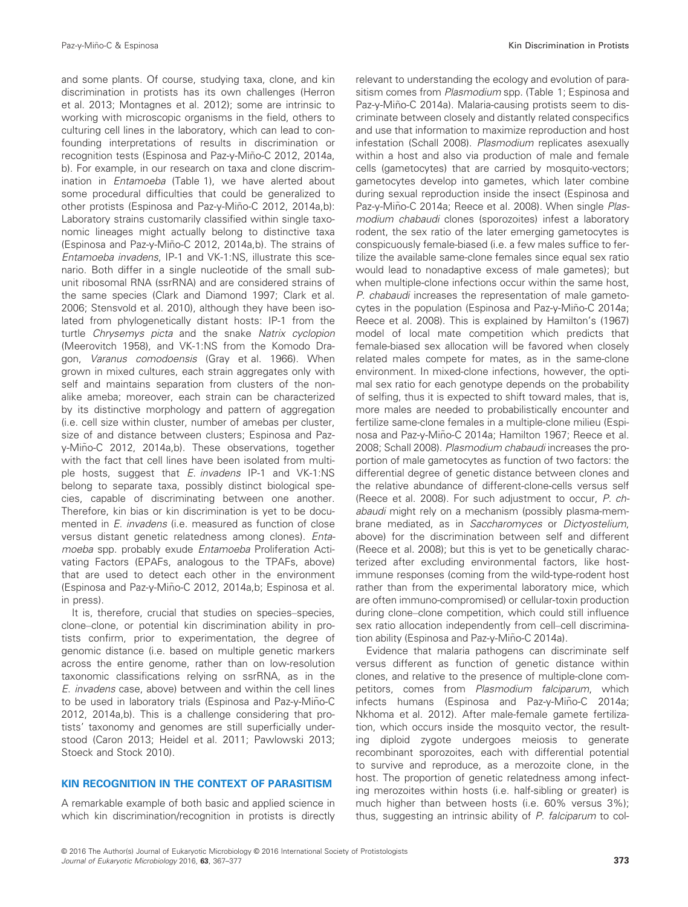and some plants. Of course, studying taxa, clone, and kin discrimination in protists has its own challenges (Herron et al. 2013; Montagnes et al. 2012); some are intrinsic to working with microscopic organisms in the field, others to culturing cell lines in the laboratory, which can lead to confounding interpretations of results in discrimination or recognition tests (Espinosa and Paz-y-Miño-C 2012, 2014a, b). For example, in our research on taxa and clone discrimination in *Entamoeba* (Table 1), we have alerted about some procedural difficulties that could be generalized to other protists (Espinosa and Paz-y-Miño-C 2012, 2014a,b): Laboratory strains customarily classified within single taxonomic lineages might actually belong to distinctive taxa (Espinosa and Paz-y-Miño-C 2012, 2014a,b). The strains of *Entamoeba invadens*, IP-1 and VK-1:NS, illustrate this scenario. Both differ in a single nucleotide of the small subunit ribosomal RNA (ssrRNA) and are considered strains of the same species (Clark and Diamond 1997; Clark et al. 2006; Stensvold et al. 2010), although they have been isolated from phylogenetically distant hosts: IP-1 from the turtle *Chrysemys picta* and the snake *Natrix cyclopion* (Meerovitch 1958), and VK-1:NS from the Komodo Dragon, *Varanus comodoensis* (Gray et al. 1966). When grown in mixed cultures, each strain aggregates only with self and maintains separation from clusters of the nonalike ameba; moreover, each strain can be characterized by its distinctive morphology and pattern of aggregation (i.e. cell size within cluster, number of amebas per cluster, size of and distance between clusters; Espinosa and Paz-y-Miño-C 2012, 2014a,b). These observations, together with the fact that cell lines have been isolated from multiple hosts, suggest that *E. invadens* IP-1 and VK-1:NS belong to separate taxa, possibly distinct biological species, capable of discriminating between one another. Therefore, kin bias or kin discrimination is yet to be documented in *E. invadens* (i.e. measured as function of close versus distant genetic relatedness among clones). *Entamoeba* spp. probably exude *Entamoeba* Proliferation Activating Factors (EPAFs, analogous to the TPAFs, above) that are used to detect each other in the environment (Espinosa and Paz-y-Miño-C 2012, 2014a,b; Espinosa et al. in press).

It is, therefore, crucial that studies on species–species, clone–clone, or potential kin discrimination ability in protists confirm, prior to experimentation, the degree of genomic distance (i.e. based on multiple genetic markers across the entire genome, rather than on low-resolution taxonomic classifications relying on ssrRNA, as in the *E. invadens* case, above) between and within the cell lines to be used in laboratory trials (Espinosa and Paz-y-Miño-C 2012, 2014a,b). This is a challenge considering that protists' taxonomy and genomes are still superficially understood (Caron 2013; Heidel et al. 2011; Pawlowski 2013; Stoeck and Stock 2010).

## KIN RECOGNITION IN THE CONTEXT OF PARASITISM

A remarkable example of both basic and applied science in which kin discrimination/recognition in protists is directly relevant to understanding the ecology and evolution of parasitism comes from *Plasmodium* spp. (Table 1; Espinosa and Paz-y-Miño-C 2014a). Malaria-causing protists seem to discriminate between closely and distantly related conspecifics and use that information to maximize reproduction and host infestation (Schall 2008). *Plasmodium* replicates asexually within a host and also via production of male and female cells (gametocytes) that are carried by mosquito-vectors; gametocytes develop into gametes, which later combine during sexual reproduction inside the insect (Espinosa and Paz-y-Miño-C 2014a; Reece et al. 2008). When single *Plasmodium chabaudi* clones (sporozoites) infest a laboratory rodent, the sex ratio of the later emerging gametocytes is conspicuously female-biased (i.e. a few males suffice to fertilize the available same-clone females since equal sex ratio would lead to nonadaptive excess of male gametes); but when multiple-clone infections occur within the same host, *P. chabaudi* increases the representation of male gametocytes in the population (Espinosa and Paz-y-Miño-C 2014a; Reece et al. 2008). This is explained by Hamilton's (1967) model of local mate competition which predicts that female-biased sex allocation will be favored when closely related males compete for mates, as in the same-clone environment. In mixed-clone infections, however, the optimal sex ratio for each genotype depends on the probability of selfing, thus it is expected to shift toward males, that is, more males are needed to probabilistically encounter and fertilize same-clone females in a multiple-clone milieu (Espinosa and Paz-y-Miño-C 2014a; Hamilton 1967; Reece et al. 2008; Schall 2008). *Plasmodium chabaudi* increases the proportion of male gametocytes as function of two factors: the differential degree of genetic distance between clones and the relative abundance of different-clone-cells versus self (Reece et al. 2008). For such adjustment to occur, *P. chabaudi* might rely on a mechanism (possibly plasma-membrane mediated, as in *Saccharomyces* or *Dictyostelium*, above) for the discrimination between self and different (Reece et al. 2008); but this is yet to be genetically characterized after excluding environmental factors, like host-immune responses (coming from the wild-type-rodent host rather than from the experimental laboratory mice, which are often immuno-compromised) or cellular-toxin production during clone–clone competition, which could still influence sex ratio allocation independently from cell–cell discrimination ability (Espinosa and Paz-y-Miño-C 2014a).

Evidence that malaria pathogens can discriminate self versus different as function of genetic distance within clones, and relative to the presence of multiple-clone competitors, comes from *Plasmodium falciparum*, which infects humans (Espinosa and Paz-y-Miño-C 2014a; Nkhoma et al. 2012). After male-female gamete fertilization, which occurs inside the mosquito vector, the resulting diploid zygote undergoes meiosis to generate recombinant sporozoites, each with differential potential to survive and reproduce, as a merozoite clone, in the host. The proportion of genetic relatedness among infecting merozoites within hosts (i.e. half-sibling or greater) is much higher than between hosts (i.e. 60% versus 3%); thus, suggesting an intrinsic ability of *P. falciparum* to col-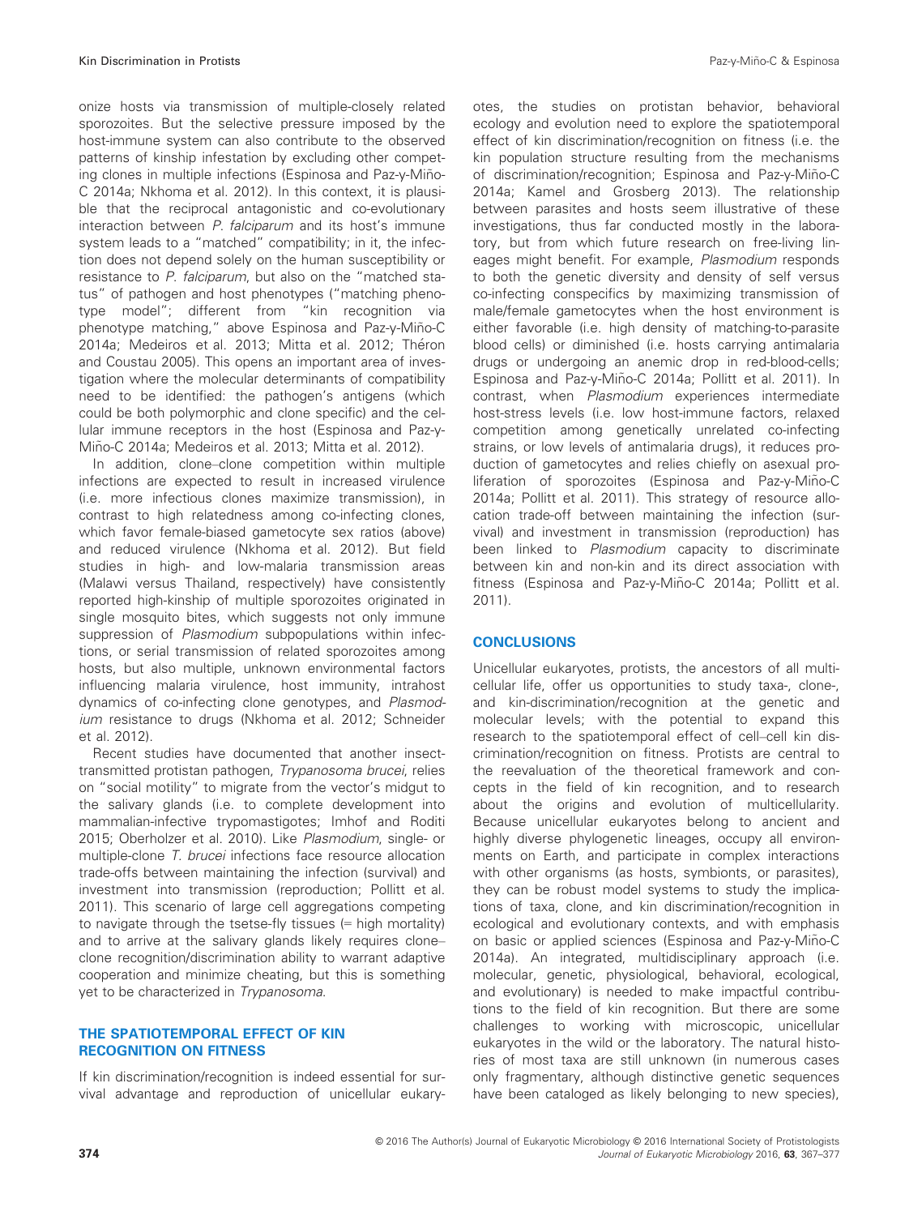onize hosts via transmission of multiple-closely related sporozoites. But the selective pressure imposed by the host-immune system can also contribute to the observed patterns of kinship infestation by excluding other competing clones in multiple infections (Espinosa and Paz-y-Miño-C 2014a; Nkhoma et al. 2012). In this context, it is plausible that the reciprocal antagonistic and co-evolutionary interaction between *P. falciparum* and its host's immune system leads to a "matched" compatibility; in it, the infection does not depend solely on the human susceptibility or resistance to *P. falciparum*, but also on the "matched status" of pathogen and host phenotypes ("matching phenotype model"; different from "kin recognition via phenotype matching," above Espinosa and Paz-y-Miño-C 2014a; Medeiros et al. 2013; Mitta et al. 2012; Théron and Coustau 2005). This opens an important area of investigation where the molecular determinants of compatibility need to be identified: the pathogen's antigens (which could be both polymorphic and clone specific) and the cellular immune receptors in the host (Espinosa and Paz-y-Miño-C 2014a; Medeiros et al. 2013; Mitta et al. 2012).

In addition, clone–clone competition within multiple infections are expected to result in increased virulence (i.e. more infectious clones maximize transmission), in contrast to high relatedness among co-infecting clones, which favor female-biased gametocyte sex ratios (above) and reduced virulence (Nkhoma et al. 2012). But field studies in high- and low-malaria transmission areas (Malawi versus Thailand, respectively) have consistently reported high-kinship of multiple sporozoites originated in single mosquito bites, which suggests not only immune suppression of *Plasmodium* subpopulations within infections, or serial transmission of related sporozoites among hosts, but also multiple, unknown environmental factors influencing malaria virulence, host immunity, intrahost dynamics of co-infecting clone genotypes, and *Plasmodium* resistance to drugs (Nkhoma et al. 2012; Schneider et al. 2012).

Recent studies have documented that another insect-transmitted protistan pathogen, *Trypanosoma brucei*, relies on "social motility" to migrate from the vector's midgut to the salivary glands (i.e. to complete development into mammalian-infective trypomastigotes; Imhof and Roditi 2015; Oberholzer et al. 2010). Like *Plasmodium*, single- or multiple-clone *T. brucei* infections face resource allocation trade-offs between maintaining the infection (survival) and investment into transmission (reproduction; Pollitt et al. 2011). This scenario of large cell aggregations competing to navigate through the tsetse-fly tissues (= high mortality) and to arrive at the salivary glands likely requires clone–clone recognition/discrimination ability to warrant adaptive cooperation and minimize cheating, but this is something yet to be characterized in *Trypanosoma*.

## THE SPATIOTEMPORAL EFFECT OF KIN RECOGNITION ON FITNESS

If kin discrimination/recognition is indeed essential for survival advantage and reproduction of unicellular eukaryotes, the studies on protistan behavior, behavioral ecology and evolution need to explore the spatiotemporal effect of kin discrimination/recognition on fitness (i.e. the kin population structure resulting from the mechanisms of discrimination/recognition; Espinosa and Paz-y-Miño-C 2014a; Kamel and Grosberg 2013). The relationship between parasites and hosts seem illustrative of these investigations, thus far conducted mostly in the laboratory, but from which future research on free-living lineages might benefit. For example, *Plasmodium* responds to both the genetic diversity and density of self versus co-infecting conspecifics by maximizing transmission of male/female gametocytes when the host environment is either favorable (i.e. high density of matching-to-parasite blood cells) or diminished (i.e. hosts carrying antimalaria drugs or undergoing an anemic drop in red-blood-cells; Espinosa and Paz-y-Miño-C 2014a; Pollitt et al. 2011). In contrast, when *Plasmodium* experiences intermediate host-stress levels (i.e. low host-immune factors, relaxed competition among genetically unrelated co-infecting strains, or low levels of antimalaria drugs), it reduces production of gametocytes and relies chiefly on asexual proliferation of sporozoites (Espinosa and Paz-y-Miño-C 2014a; Pollitt et al. 2011). This strategy of resource allocation trade-off between maintaining the infection (survival) and investment in transmission (reproduction) has been linked to *Plasmodium* capacity to discriminate between kin and non-kin and its direct association with fitness (Espinosa and Paz-y-Miño-C 2014a; Pollitt et al. 2011).

## CONCLUSIONS

Unicellular eukaryotes, protists, the ancestors of all multicellular life, offer us opportunities to study taxa-, clone-, and kin-discrimination/recognition at the genetic and molecular levels; with the potential to expand this research to the spatiotemporal effect of cell–cell kin discrimination/recognition on fitness. Protists are central to the reevaluation of the theoretical framework and concepts in the field of kin recognition, and to research about the origins and evolution of multicellularity. Because unicellular eukaryotes belong to ancient and highly diverse phylogenetic lineages, occupy all environments on Earth, and participate in complex interactions with other organisms (as hosts, symbionts, or parasites), they can be robust model systems to study the implications of taxa, clone, and kin discrimination/recognition in ecological and evolutionary contexts, and with emphasis on basic or applied sciences (Espinosa and Paz-y-Miño-C 2014a). An integrated, multidisciplinary approach (i.e. molecular, genetic, physiological, behavioral, ecological, and evolutionary) is needed to make impactful contributions to the field of kin recognition. But there are some challenges to working with microscopic, unicellular eukaryotes in the wild or the laboratory. The natural histories of most taxa are still unknown (in numerous cases only fragmentary, although distinctive genetic sequences have been cataloged as likely belonging to new species),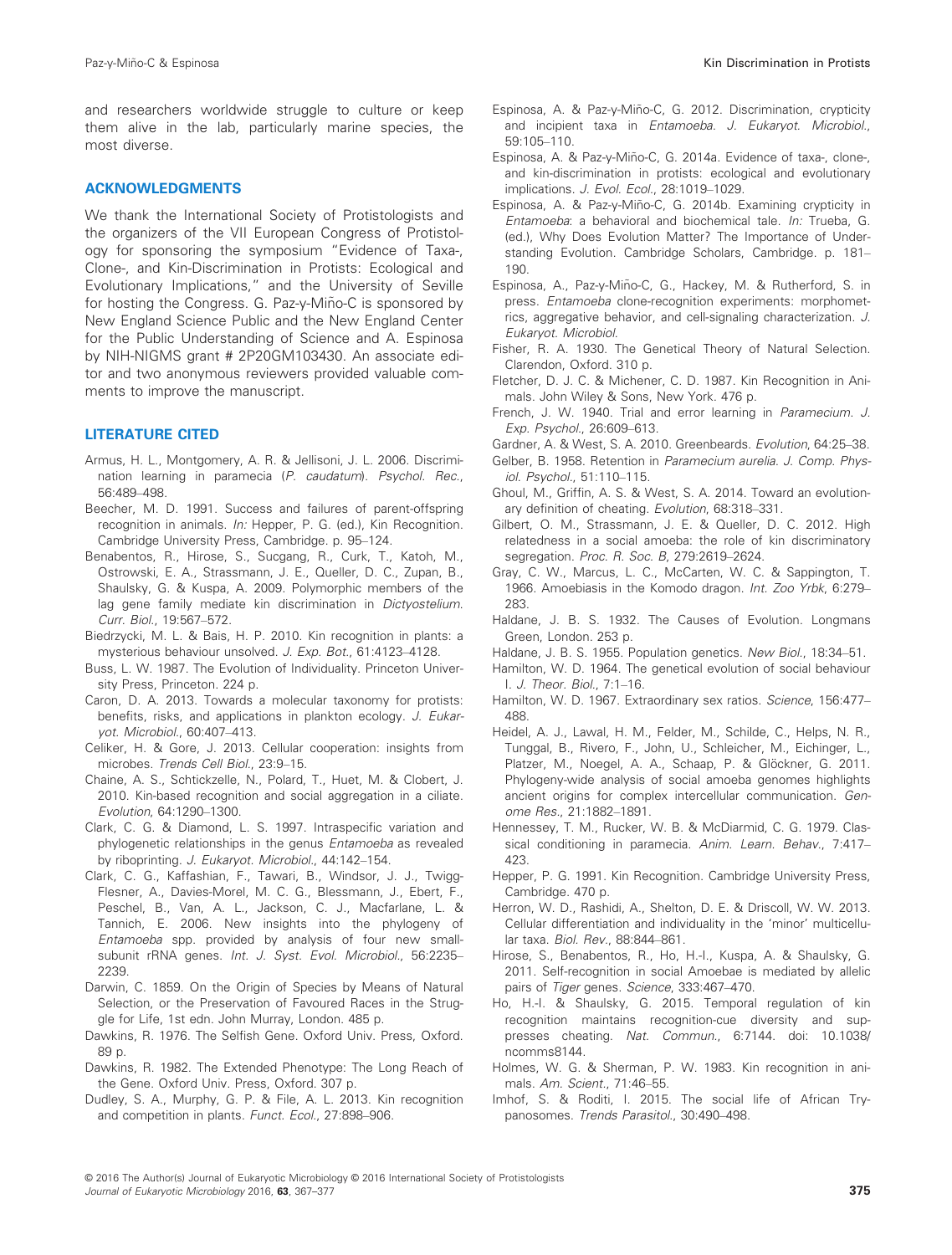and researchers worldwide struggle to culture or keep them alive in the lab, particularly marine species, the most diverse.

## ACKNOWLEDGMENTS

We thank the International Society of Protistologists and the organizers of the VII European Congress of Protistology for sponsoring the symposium "Evidence of Taxa-, Clone-, and Kin-Discrimination in Protists: Ecological and Evolutionary Implications," and the University of Seville for hosting the Congress. G. Paz-y-Miño-C is sponsored by New England Science Public and the New England Center for the Public Understanding of Science and A. Espinosa by NIH-NIGMS grant # 2P20GM103430. An associate editor and two anonymous reviewers provided valuable comments to improve the manuscript.

## LITERATURE CITED

Armus, H. L., Montgomery, A. R. & Jellisoni, J. L. 2006. Discrimination learning in paramecia (*P. caudatum*). *Psychol. Rec.*, 56:489–498.

Beecher, M. D. 1991. Success and failures of parent-offspring recognition in animals. *In:* Hepper, P. G. (ed.), Kin Recognition. Cambridge University Press, Cambridge. p. 95–124.

Benabentos, R., Hirose, S., Sucgang, R., Curk, T., Katoh, M., Ostrowski, E. A., Strassmann, J. E., Queller, D. C., Zupan, B., Shaulsky, G. & Kuspa, A. 2009. Polymorphic members of the lag gene family mediate kin discrimination in *Dictyostelium*. *Curr. Biol.*, 19:567–572.

Biedrzycki, M. L. & Bais, H. P. 2010. Kin recognition in plants: a mysterious behaviour unsolved. *J. Exp. Bot.*, 61:4123–4128.

Buss, L. W. 1987. The Evolution of Individuality. Princeton University Press, Princeton. 224 p.

Caron, D. A. 2013. Towards a molecular taxonomy for protists: benefits, risks, and applications in plankton ecology. *J. Eukaryot. Microbiol.*, 60:407–413.

Celiker, H. & Gore, J. 2013. Cellular cooperation: insights from microbes. *Trends Cell Biol.*, 23:9–15.

Chaine, A. S., Schtickzelle, N., Polard, T., Huet, M. & Clobert, J. 2010. Kin-based recognition and social aggregation in a ciliate. *Evolution*, 64:1290–1300.

Clark, C. G. & Diamond, L. S. 1997. Intraspecific variation and phylogenetic relationships in the genus *Entamoeba* as revealed by riboprinting. *J. Eukaryot. Microbiol.*, 44:142–154.

Clark, C. G., Kaffashian, F., Tawari, B., Windsor, J. J., Twigg-Flesner, A., Davies-Morel, M. C. G., Blessmann, J., Ebert, F., Peschel, B., Van, A. L., Jackson, C. J., Macfarlane, L. & Tannich, E. 2006. New insights into the phylogeny of *Entamoeba* spp. provided by analysis of four new small-subunit rRNA genes. *Int. J. Syst. Evol. Microbiol.*, 56:2235–2239.

Darwin, C. 1859. On the Origin of Species by Means of Natural Selection, or the Preservation of Favoured Races in the Struggle for Life, 1st edn. John Murray, London. 485 p.

Dawkins, R. 1976. The Selfish Gene. Oxford Univ. Press, Oxford. 89 p.

Dawkins, R. 1982. The Extended Phenotype: The Long Reach of the Gene. Oxford Univ. Press, Oxford. 307 p.

Dudley, S. A., Murphy, G. P. & File, A. L. 2013. Kin recognition and competition in plants. *Funct. Ecol.*, 27:898–906.

Espinosa, A. & Paz-y-Miño-C, G. 2012. Discrimination, crypticity and incipient taxa in *Entamoeba*. *J. Eukaryot. Microbiol.*, 59:105–110.

Espinosa, A. & Paz-y-Miño-C, G. 2014a. Evidence of taxa-, clone-, and kin-discrimination in protists: ecological and evolutionary implications. *J. Evol. Ecol.*, 28:1019–1029.

Espinosa, A. & Paz-y-Miño-C, G. 2014b. Examining crypticity in *Entamoeba*: a behavioral and biochemical tale. *In:* Trueba, G. (ed.), Why Does Evolution Matter? The Importance of Understanding Evolution. Cambridge Scholars, Cambridge. p. 181–190.

Espinosa, A., Paz-y-Miño-C, G., Hackey, M. & Rutherford, S. in press. *Entamoeba* clone-recognition experiments: morphometrics, aggregative behavior, and cell-signaling characterization. *J. Eukaryot. Microbiol.*

Fisher, R. A. 1930. The Genetical Theory of Natural Selection. Clarendon, Oxford. 310 p.

Fletcher, D. J. C. & Michener, C. D. 1987. Kin Recognition in Animals. John Wiley & Sons, New York. 476 p.

French, J. W. 1940. Trial and error learning in *Paramecium*. *J. Exp. Psychol.*, 26:609–613.

Gardner, A. & West, S. A. 2010. Greenbeards. *Evolution*, 64:25–38.

Gelber, B. 1958. Retention in *Paramecium aurelia*. *J. Comp. Physiol. Psychol.*, 51:110–115.

Ghoul, M., Griffin, A. S. & West, S. A. 2014. Toward an evolutionary definition of cheating. *Evolution*, 68:318–331.

Gilbert, O. M., Strassmann, J. E. & Queller, D. C. 2012. High relatedness in a social amoeba: the role of kin discriminatory segregation. *Proc. R. Soc. B*, 279:2619–2624.

Gray, C. W., Marcus, L. C., McCarten, W. C. & Sappington, T. 1966. Amoebiasis in the Komodo dragon. *Int. Zoo Yrbk*, 6:279–283.

Haldane, J. B. S. 1932. The Causes of Evolution. Longmans Green, London. 253 p.

Haldane, J. B. S. 1955. Population genetics. *New Biol.*, 18:34–51.

Hamilton, W. D. 1964. The genetical evolution of social behaviour I. *J. Theor. Biol.*, 7:1–16.

Hamilton, W. D. 1967. Extraordinary sex ratios. *Science*, 156:477–488.

Heidel, A. J., Lawal, H. M., Felder, M., Schilde, C., Helps, N. R., Tunggal, B., Rivero, F., John, U., Schleicher, M., Eichinger, L., Platzer, M., Noegel, A. A., Schaap, P. & Glöckner, G. 2011. Phylogeny-wide analysis of social amoeba genomes highlights ancient origins for complex intercellular communication. *Genome Res.*, 21:1882–1891.

Hennessey, T. M., Rucker, W. B. & McDiarmid, C. G. 1979. Classical conditioning in paramecia. *Anim. Learn. Behav.*, 7:417–423.

Hepper, P. G. 1991. Kin Recognition. Cambridge University Press, Cambridge. 470 p.

Herron, W. D., Rashidi, A., Shelton, D. E. & Driscoll, W. W. 2013. Cellular differentiation and individuality in the 'minor' multicellular taxa. *Biol. Rev.*, 88:844–861.

Hirose, S., Benabentos, R., Ho, H.-I., Kuspa, A. & Shaulsky, G. 2011. Self-recognition in social Amoebae is mediated by allelic pairs of *Tiger* genes. *Science*, 333:467–470.

Ho, H.-I. & Shaulsky, G. 2015. Temporal regulation of kin recognition maintains recognition-cue diversity and suppresses cheating. *Nat. Commun.*, 6:7144. doi: 10.1038/ncomms8144.

Holmes, W. G. & Sherman, P. W. 1983. Kin recognition in animals. *Am. Scient.*, 71:46–55.

Imhof, S. & Roditi, I. 2015. The social life of African Trypanosomes. *Trends Parasitol.*, 30:490–498.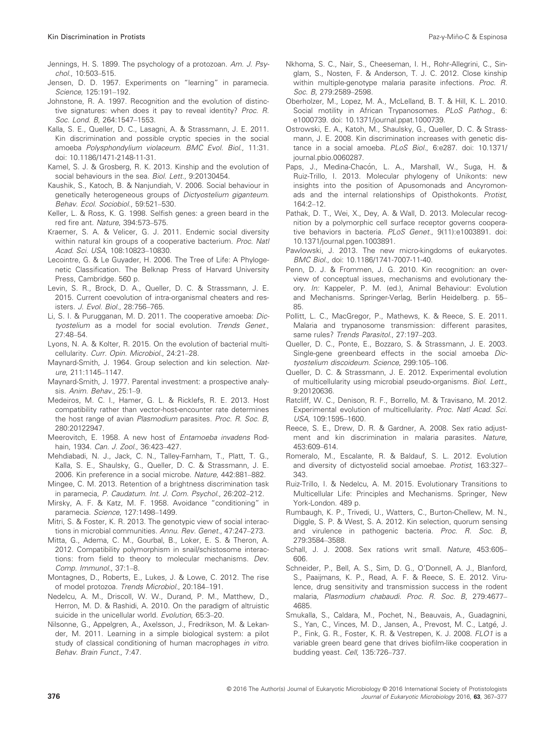Jennings, H. S. 1899. The psychology of a protozoan. *Am. J. Psychol.*, 10:503–515.

Jensen, D. D. 1957. Experiments on "learning" in paramecia. *Science*, 125:191–192.

Johnstone, R. A. 1997. Recognition and the evolution of distinctive signatures: when does it pay to reveal identity? *Proc. R. Soc. Lond. B*, 264:1547–1553.

Kalla, S. E., Queller, D. C., Lasagni, A. & Strassmann, J. E. 2011. Kin discrimination and possible cryptic species in the social amoeba *Polysphondylium violaceum*. *BMC Evol. Biol.*, 11:31. doi: 10.1186/1471-2148-11-31.

Kamel, S. J. & Grosberg, R. K. 2013. Kinship and the evolution of social behaviours in the sea. *Biol. Lett.*, 9:20130454.

Kaushik, S., Katoch, B. & Nanjundiah, V. 2006. Social behaviour in genetically heterogeneous groups of *Dictyostelium giganteum*. *Behav. Ecol. Sociobiol.*, 59:521–530.

Keller, L. & Ross, K. G. 1998. Selfish genes: a green beard in the red fire ant. *Nature*, 394:573–575.

Kraemer, S. A. & Velicer, G. J. 2011. Endemic social diversity within natural kin groups of a cooperative bacterium. *Proc. Natl Acad. Sci. USA*, 108:10823–10830.

Lecointre, G. & Le Guyader, H. 2006. The Tree of Life: A Phylogenetic Classification. The Belknap Press of Harvard University Press, Cambridge. 560 p.

Levin, S. R., Brock, D. A., Queller, D. C. & Strassmann, J. E. 2015. Current coevolution of intra-organismal cheaters and resisters. *J. Evol. Biol.*, 28:756–765.

Li, S. I. & Purugganan, M. D. 2011. The cooperative amoeba: *Dictyostelium* as a model for social evolution. *Trends Genet.*, 27:48–54.

Lyons, N. A. & Kolter, R. 2015. On the evolution of bacterial multicellularity. *Curr. Opin. Microbiol.*, 24:21–28.

Maynard-Smith, J. 1964. Group selection and kin selection. *Nature*, 211:1145–1147.

Maynard-Smith, J. 1977. Parental investment: a prospective analysis. *Anim. Behav.*, 25:1–9.

Medeiros, M. C. I., Hamer, G. L. & Ricklefs, R. E. 2013. Host compatibility rather than vector-host-encounter rate determines the host range of avian *Plasmodium* parasites. *Proc. R. Soc. B*, 280:20122947.

Meerovitch, E. 1958. A new host of *Entamoeba invadens* Rodhain, 1934. *Can. J. Zool.*, 36:423–427.

Mehdiabadi, N. J., Jack, C. N., Talley-Farnham, T., Platt, T. G., Kalla, S. E., Shaulsky, G., Queller, D. C. & Strassmann, J. E. 2006. Kin preference in a social microbe. *Nature*, 442:881–882.

Mingee, C. M. 2013. Retention of a brightness discrimination task in paramecia, *P. Caudatum*. *Int. J. Com. Psychol.*, 26:202–212.

Mirsky, A. F. & Katz, M. F. 1958. Avoidance "conditioning" in paramecia. *Science*, 127:1498–1499.

Mitri, S. & Foster, K. R. 2013. The genotypic view of social interactions in microbial communities. *Annu. Rev. Genet.*, 47:247–273.

Mitta, G., Adema, C. M., Gourbal, B., Loker, E. S. & Theron, A. 2012. Compatibility polymorphism in snail/schistosome interactions: from field to theory to molecular mechanisms. *Dev. Comp. Immunol.*, 37:1–8.

Montagnes, D., Roberts, E., Lukes, J. & Lowe, C. 2012. The rise of model protozoa. *Trends Microbiol.*, 20:184–191.

Nedelcu, A. M., Driscoll, W. W., Durand, P. M., Matthew, D., Herron, M. D. & Rashidi, A. 2010. On the paradigm of altruistic suicide in the unicellular world. *Evolution*, 65:3–20.

Nilsonne, G., Appelgren, A., Axelsson, J., Fredrikson, M. & Lekander, M. 2011. Learning in a simple biological system: a pilot study of classical conditioning of human macrophages *in vitro*. *Behav. Brain Funct.*, 7:47.

Nkhoma, S. C., Nair, S., Cheeseman, I. H., Rohr-Allegrini, C., Singlam, S., Nosten, F. & Anderson, T. J. C. 2012. Close kinship within multiple-genotype malaria parasite infections. *Proc. R. Soc. B*, 279:2589–2598.

Oberholzer, M., Lopez, M. A., McLelland, B. T. & Hill, K. L. 2010. Social motility in African Trypanosomes. *PLoS Pathog.*, 6: e1000739. doi: 10.1371/journal.ppat.1000739.

Ostrowski, E. A., Katoh, M., Shaulsky, G., Queller, D. C. & Strassmann, J. E. 2008. Kin discrimination increases with genetic distance in a social amoeba. *PLoS Biol.*, 6:e287. doi: 10.1371/journal.pbio.0060287.

Paps, J., Medina-Chacón, L. A., Marshall, W., Suga, H. & Ruiz-Trillo, I. 2013. Molecular phylogeny of Unikonts: new insights into the position of Apusomonads and Ancyromonads and the internal relationships of Opisthokonts. *Protist*, 164:2–12.

Pathak, D. T., Wei, X., Dey, A. & Wall, D. 2013. Molecular recognition by a polymorphic cell surface receptor governs cooperative behaviors in bacteria. *PLoS Genet.*, 9(11):e1003891. doi: 10.1371/journal.pgen.1003891.

Pawlowski, J. 2013. The new micro-kingdoms of eukaryotes. *BMC Biol.*, doi: 10.1186/1741-7007-11-40.

Penn, D. J. & Frommen, J. G. 2010. Kin recognition: an overview of conceptual issues, mechanisms and evolutionary theory. *In:* Kappeler, P. M. (ed.), Animal Behaviour: Evolution and Mechanisms. Springer-Verlag, Berlin Heidelberg. p. 55–85.

Pollitt, L. C., MacGregor, P., Mathews, K. & Reece, S. E. 2011. Malaria and trypanosome transmission: different parasites, same rules? *Trends Parasitol.*, 27:197–203.

Queller, D. C., Ponte, E., Bozzaro, S. & Strassmann, J. E. 2003. Single-gene greenbeard effects in the social amoeba *Dictyostelium discoideum*. *Science*, 299:105–106.

Queller, D. C. & Strassmann, J. E. 2012. Experimental evolution of multicellularity using microbial pseudo-organisms. *Biol. Lett.*, 9:20120636.

Ratcliff, W. C., Denison, R. F., Borrello, M. & Travisano, M. 2012. Experimental evolution of multicellularity. *Proc. Natl Acad. Sci. USA*, 109:1595–1600.

Reece, S. E., Drew, D. R. & Gardner, A. 2008. Sex ratio adjustment and kin discrimination in malaria parasites. *Nature*, 453:609–614.

Romeralo, M., Escalante, R. & Baldauf, S. L. 2012. Evolution and diversity of dictyostelid social amoebae. *Protist*, 163:327–343.

Ruiz-Trillo, I. & Nedelcu, A. M. 2015. Evolutionary Transitions to Multicellular Life: Principles and Mechanisms. Springer, New York-London. 489 p.

Rumbaugh, K. P., Trivedi, U., Watters, C., Burton-Chellew, M. N., Diggle, S. P. & West, S. A. 2012. Kin selection, quorum sensing and virulence in pathogenic bacteria. *Proc. R. Soc. B*, 279:3584–3588.

Schall, J. J. 2008. Sex rations writ small. *Nature*, 453:605–606.

Schneider, P., Bell, A. S., Sim, D. G., O'Donnell, A. J., Blanford, S., Paaijmans, K. P., Read, A. F. & Reece, S. E. 2012. Virulence, drug sensitivity and transmission success in the rodent malaria, *Plasmodium chabaudi*. *Proc. R. Soc. B*, 279:4677–4685.

Smukalla, S., Caldara, M., Pochet, N., Beauvais, A., Guadagnini, S., Yan, C., Vinces, M. D., Jansen, A., Prevost, M. C., Latgé, J. P., Fink, G. R., Foster, K. R. & Vestrepen, K. J. 2008. *FLO1* is a variable green beard gene that drives biofilm-like cooperation in budding yeast. *Cell*, 135:726–737.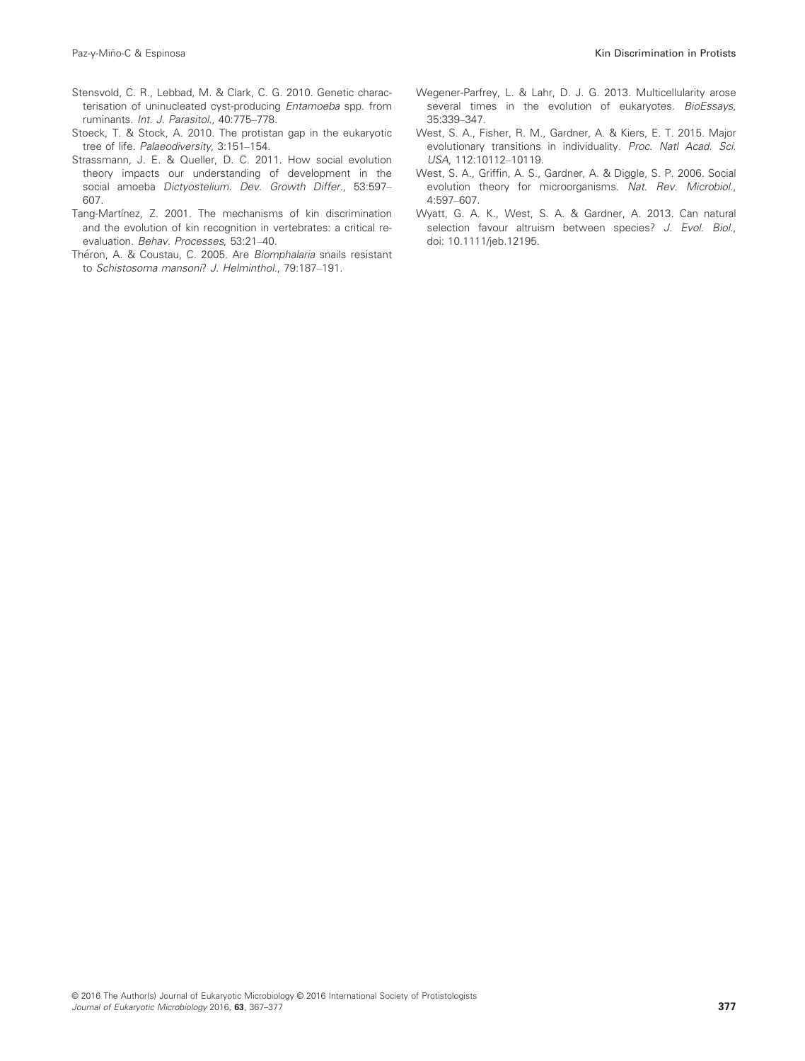Stensvold, C. R., Lebbad, M. & Clark, C. G. 2010. Genetic characterisation of uninucleated cyst-producing *Entamoeba* spp. from ruminants. *Int. J. Parasitol.*, 40:775–778.

Stoeck, T. & Stock, A. 2010. The protistan gap in the eukaryotic tree of life. *Palaeodiversity*, 3:151–154.

Strassmann, J. E. & Queller, D. C. 2011. How social evolution theory impacts our understanding of development in the social amoeba *Dictyostelium*. *Dev. Growth Differ.*, 53:597–607.

Tang-Martínez, Z. 2001. The mechanisms of kin discrimination and the evolution of kin recognition in vertebrates: a critical re-evaluation. *Behav. Processes*, 53:21–40.

Théron, A. & Coustau, C. 2005. Are *Biomphalaria* snails resistant to *Schistosoma mansoni*? *J. Helminthol.*, 79:187–191.

Wegener-Parfrey, L. & Lahr, D. J. G. 2013. Multicellularity arose several times in the evolution of eukaryotes. *BioEssays*, 35:339–347.

West, S. A., Fisher, R. M., Gardner, A. & Kiers, E. T. 2015. Major evolutionary transitions in individuality. *Proc. Natl Acad. Sci. USA*, 112:10112–10119.

West, S. A., Griffin, A. S., Gardner, A. & Diggle, S. P. 2006. Social evolution theory for microorganisms. *Nat. Rev. Microbiol.*, 4:597–607.

Wyatt, G. A. K., West, S. A. & Gardner, A. 2013. Can natural selection favour altruism between species? *J. Evol. Biol.*, doi: 10.1111/jeb.12195.